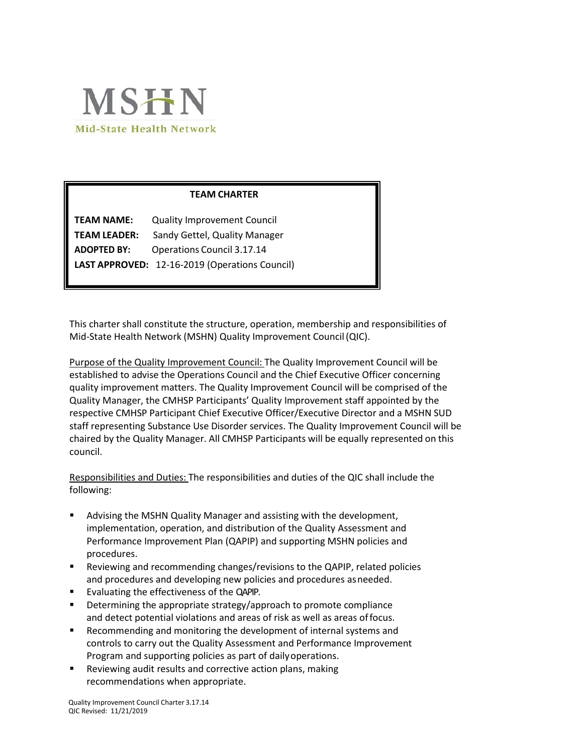**MSHN**

Mid-State Health Network

**TEAM CHARTER**

**TEAM NAME:** Quality Improvement Council
**TEAM LEADER:** Sandy Gettel, Quality Manager
**ADOPTED BY:** Operations Council 3.17.14
**LAST APPROVED:** 12-16-2019 (Operations Council)

This charter shall constitute the structure, operation, membership and responsibilities of Mid-State Health Network (MSHN) Quality Improvement Council (QIC).

Purpose of the Quality Improvement Council: The Quality Improvement Council will be established to advise the Operations Council and the Chief Executive Officer concerning quality improvement matters. The Quality Improvement Council will be comprised of the Quality Manager, the CMHSP Participants' Quality Improvement staff appointed by the respective CMHSP Participant Chief Executive Officer/Executive Director and a MSHN SUD staff representing Substance Use Disorder services. The Quality Improvement Council will be chaired by the Quality Manager. All CMHSP Participants will be equally represented on this council.

Responsibilities and Duties: The responsibilities and duties of the QIC shall include the following:

- Advising the MSHN Quality Manager and assisting with the development, implementation, operation, and distribution of the Quality Assessment and Performance Improvement Plan (QAPIP) and supporting MSHN policies and procedures.
- Reviewing and recommending changes/revisions to the QAPIP, related policies and procedures and developing new policies and procedures as needed.
- Evaluating the effectiveness of the QAPIP.
- Determining the appropriate strategy/approach to promote compliance and detect potential violations and areas of risk as well as areas of focus.
- Recommending and monitoring the development of internal systems and controls to carry out the Quality Assessment and Performance Improvement Program and supporting policies as part of daily operations.
- Reviewing audit results and corrective action plans, making recommendations when appropriate.

Quality Improvement Council Charter 3.17.14
QIC Revised: 11/21/2019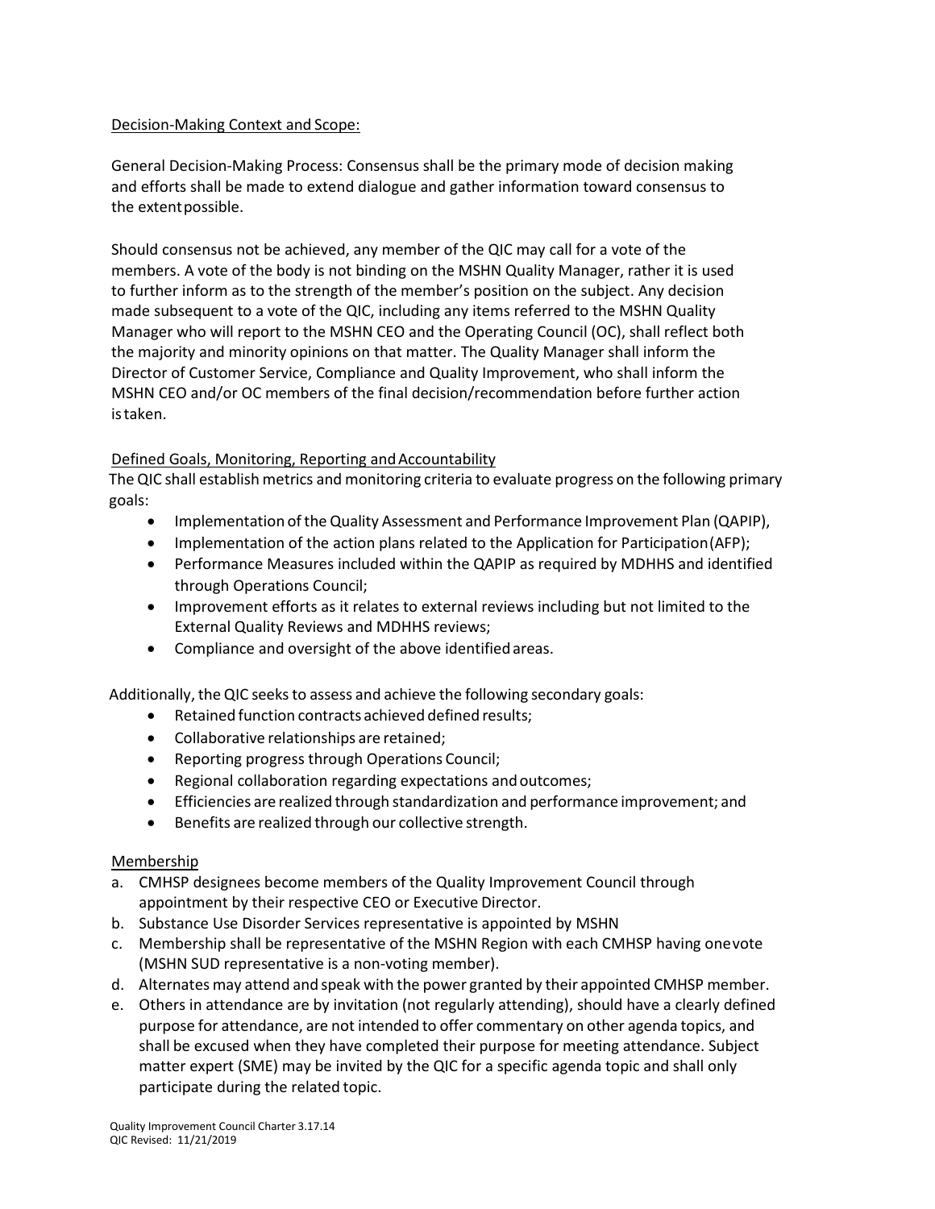## Decision-Making Context and Scope:

General Decision-Making Process: Consensus shall be the primary mode of decision making and efforts shall be made to extend dialogue and gather information toward consensus to the extent possible.

Should consensus not be achieved, any member of the QIC may call for a vote of the members. A vote of the body is not binding on the MSHN Quality Manager, rather it is used to further inform as to the strength of the member's position on the subject. Any decision made subsequent to a vote of the QIC, including any items referred to the MSHN Quality Manager who will report to the MSHN CEO and the Operating Council (OC), shall reflect both the majority and minority opinions on that matter. The Quality Manager shall inform the Director of Customer Service, Compliance and Quality Improvement, who shall inform the MSHN CEO and/or OC members of the final decision/recommendation before further action is taken.

## Defined Goals, Monitoring, Reporting and Accountability

The QIC shall establish metrics and monitoring criteria to evaluate progress on the following primary goals:

- Implementation of the Quality Assessment and Performance Improvement Plan (QAPIP),
- Implementation of the action plans related to the Application for Participation (AFP);
- Performance Measures included within the QAPIP as required by MDHHS and identified through Operations Council;
- Improvement efforts as it relates to external reviews including but not limited to the External Quality Reviews and MDHHS reviews;
- Compliance and oversight of the above identified areas.

Additionally, the QIC seeks to assess and achieve the following secondary goals:

- Retained function contracts achieved defined results;
- Collaborative relationships are retained;
- Reporting progress through Operations Council;
- Regional collaboration regarding expectations and outcomes;
- Efficiencies are realized through standardization and performance improvement; and
- Benefits are realized through our collective strength.

## Membership

a. CMHSP designees become members of the Quality Improvement Council through appointment by their respective CEO or Executive Director.
b. Substance Use Disorder Services representative is appointed by MSHN
c. Membership shall be representative of the MSHN Region with each CMHSP having one vote (MSHN SUD representative is a non-voting member).
d. Alternates may attend and speak with the power granted by their appointed CMHSP member.
e. Others in attendance are by invitation (not regularly attending), should have a clearly defined purpose for attendance, are not intended to offer commentary on other agenda topics, and shall be excused when they have completed their purpose for meeting attendance. Subject matter expert (SME) may be invited by the QIC for a specific agenda topic and shall only participate during the related topic.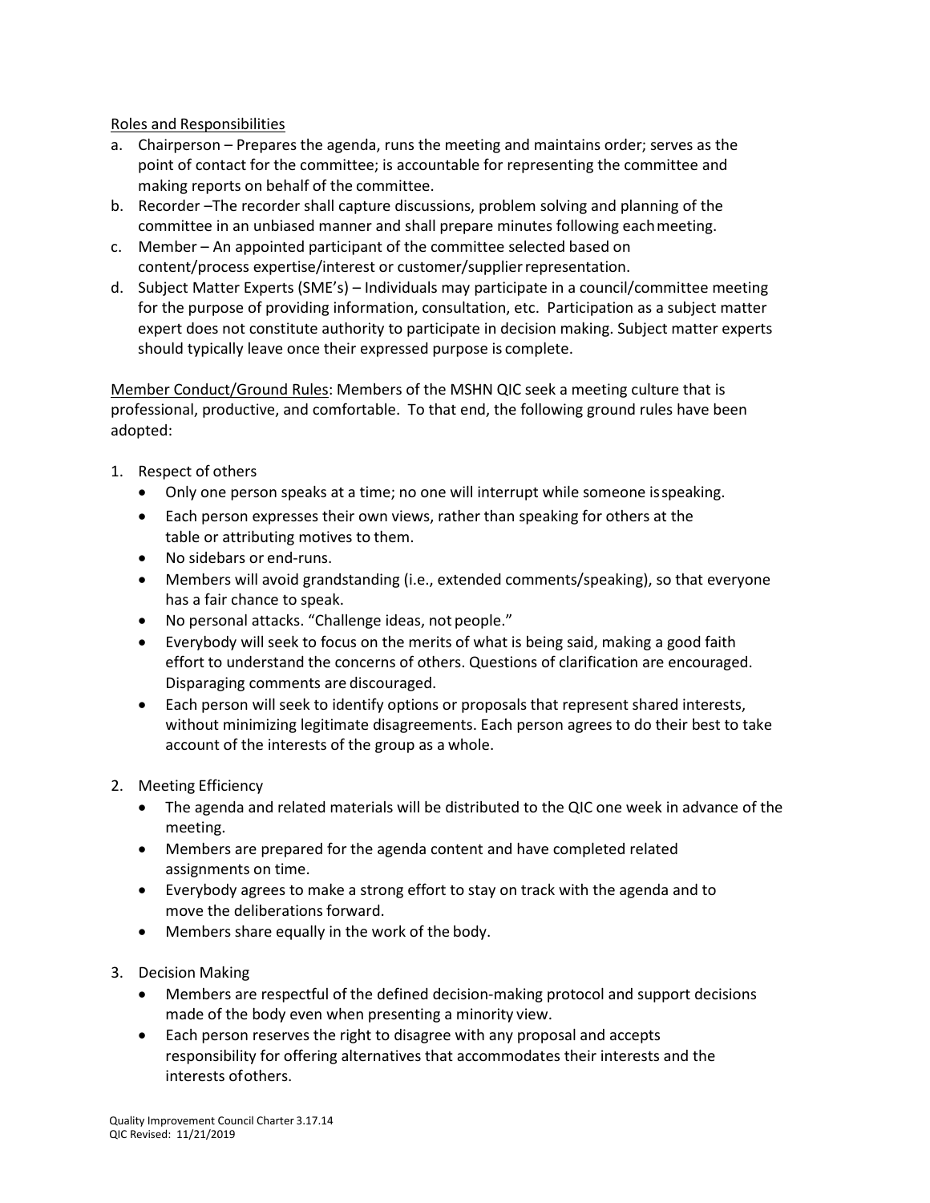Roles and Responsibilities

a. Chairperson – Prepares the agenda, runs the meeting and maintains order; serves as the point of contact for the committee; is accountable for representing the committee and making reports on behalf of the committee.
b. Recorder –The recorder shall capture discussions, problem solving and planning of the committee in an unbiased manner and shall prepare minutes following each meeting.
c. Member – An appointed participant of the committee selected based on content/process expertise/interest or customer/supplier representation.
d. Subject Matter Experts (SME's) – Individuals may participate in a council/committee meeting for the purpose of providing information, consultation, etc. Participation as a subject matter expert does not constitute authority to participate in decision making. Subject matter experts should typically leave once their expressed purpose is complete.

Member Conduct/Ground Rules: Members of the MSHN QIC seek a meeting culture that is professional, productive, and comfortable. To that end, the following ground rules have been adopted:

1. Respect of others
   - Only one person speaks at a time; no one will interrupt while someone is speaking.
   - Each person expresses their own views, rather than speaking for others at the table or attributing motives to them.
   - No sidebars or end-runs.
   - Members will avoid grandstanding (i.e., extended comments/speaking), so that everyone has a fair chance to speak.
   - No personal attacks. "Challenge ideas, not people."
   - Everybody will seek to focus on the merits of what is being said, making a good faith effort to understand the concerns of others. Questions of clarification are encouraged. Disparaging comments are discouraged.
   - Each person will seek to identify options or proposals that represent shared interests, without minimizing legitimate disagreements. Each person agrees to do their best to take account of the interests of the group as a whole.

2. Meeting Efficiency
   - The agenda and related materials will be distributed to the QIC one week in advance of the meeting.
   - Members are prepared for the agenda content and have completed related assignments on time.
   - Everybody agrees to make a strong effort to stay on track with the agenda and to move the deliberations forward.
   - Members share equally in the work of the body.

3. Decision Making
   - Members are respectful of the defined decision-making protocol and support decisions made of the body even when presenting a minority view.
   - Each person reserves the right to disagree with any proposal and accepts responsibility for offering alternatives that accommodates their interests and the interests of others.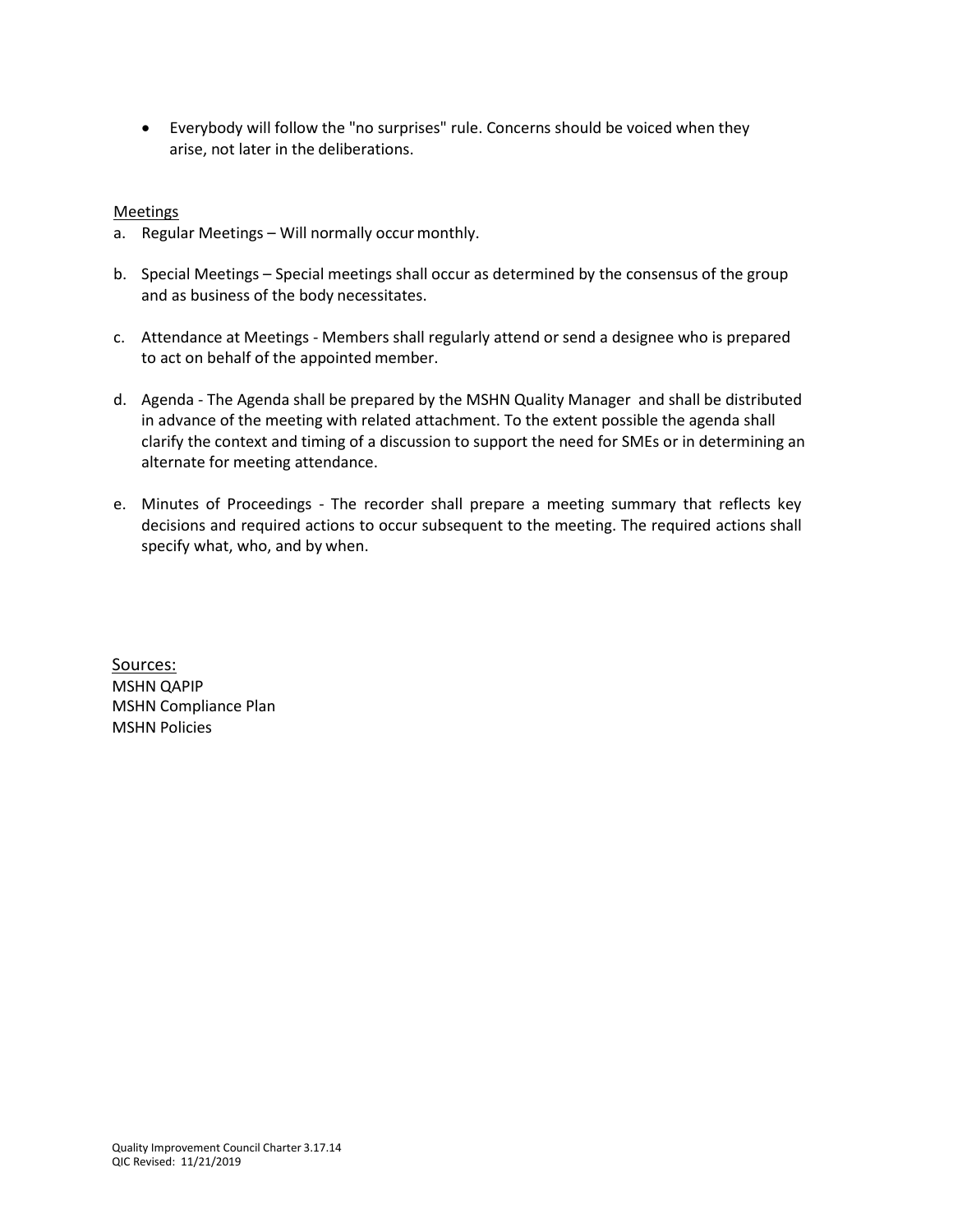- Everybody will follow the "no surprises" rule. Concerns should be voiced when they arise, not later in the deliberations.

Meetings

a. Regular Meetings – Will normally occur monthly.

b. Special Meetings – Special meetings shall occur as determined by the consensus of the group and as business of the body necessitates.

c. Attendance at Meetings - Members shall regularly attend or send a designee who is prepared to act on behalf of the appointed member.

d. Agenda - The Agenda shall be prepared by the MSHN Quality Manager and shall be distributed in advance of the meeting with related attachment. To the extent possible the agenda shall clarify the context and timing of a discussion to support the need for SMEs or in determining an alternate for meeting attendance.

e. Minutes of Proceedings - The recorder shall prepare a meeting summary that reflects key decisions and required actions to occur subsequent to the meeting. The required actions shall specify what, who, and by when.

Sources:
MSHN QAPIP
MSHN Compliance Plan
MSHN Policies

Quality Improvement Council Charter 3.17.14
QIC Revised: 11/21/2019